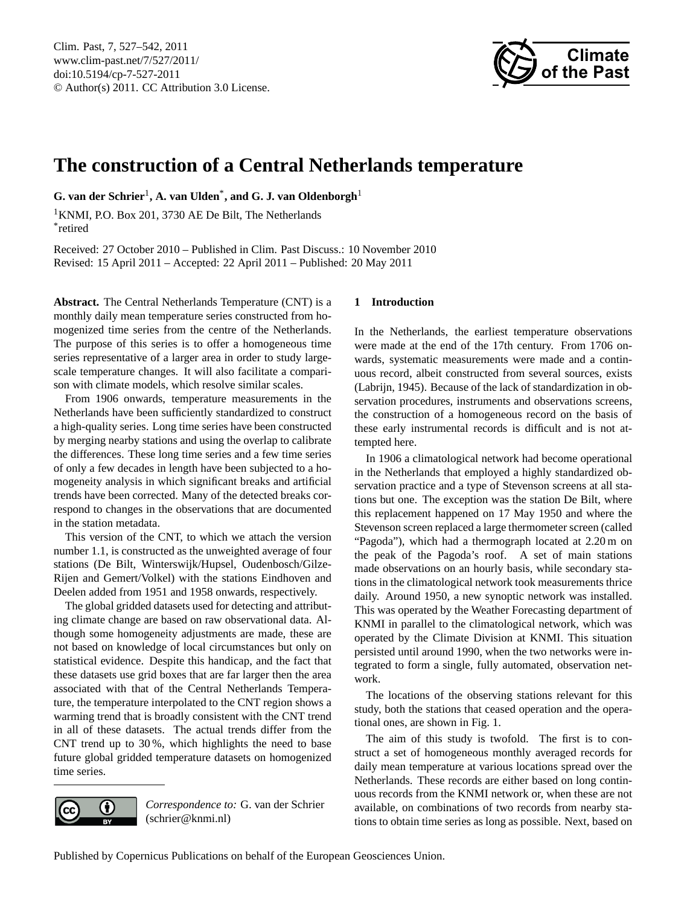# The construction of a Central Netherlands temperature

**G. van der Schrier**[1], **A. van Ulden**[*], **and G. J. van Oldenborgh**[1]

[1]KNMI, P.O. Box 201, 3730 AE De Bilt, The Netherlands
[*]retired

Received: 27 October 2010 – Published in Clim. Past Discuss.: 10 November 2010
Revised: 15 April 2011 – Accepted: 22 April 2011 – Published: 20 May 2011

**Abstract.** The Central Netherlands Temperature (CNT) is a monthly daily mean temperature series constructed from homogenized time series from the centre of the Netherlands. The purpose of this series is to offer a homogeneous time series representative of a larger area in order to study large-scale temperature changes. It will also facilitate a comparison with climate models, which resolve similar scales.

From 1906 onwards, temperature measurements in the Netherlands have been sufficiently standardized to construct a high-quality series. Long time series have been constructed by merging nearby stations and using the overlap to calibrate the differences. These long time series and a few time series of only a few decades in length have been subjected to a homogeneity analysis in which significant breaks and artificial trends have been corrected. Many of the detected breaks correspond to changes in the observations that are documented in the station metadata.

This version of the CNT, to which we attach the version number 1.1, is constructed as the unweighted average of four stations (De Bilt, Winterswijk/Hupsel, Oudenbosch/Gilze-Rijen and Gemert/Volkel) with the stations Eindhoven and Deelen added from 1951 and 1958 onwards, respectively.

The global gridded datasets used for detecting and attributing climate change are based on raw observational data. Although some homogeneity adjustments are made, these are not based on knowledge of local circumstances but only on statistical evidence. Despite this handicap, and the fact that these datasets use grid boxes that are far larger then the area associated with that of the Central Netherlands Temperature, the temperature interpolated to the CNT region shows a warming trend that is broadly consistent with the CNT trend in all of these datasets. The actual trends differ from the CNT trend up to 30 %, which highlights the need to base future global gridded temperature datasets on homogenized time series.

*Correspondence to:* G. van der Schrier (schrier@knmi.nl)

## 1 Introduction

In the Netherlands, the earliest temperature observations were made at the end of the 17th century. From 1706 onwards, systematic measurements were made and a continuous record, albeit constructed from several sources, exists (Labrijn, 1945). Because of the lack of standardization in observation procedures, instruments and observations screens, the construction of a homogeneous record on the basis of these early instrumental records is difficult and is not attempted here.

In 1906 a climatological network had become operational in the Netherlands that employed a highly standardized observation practice and a type of Stevenson screens at all stations but one. The exception was the station De Bilt, where this replacement happened on 17 May 1950 and where the Stevenson screen replaced a large thermometer screen (called "Pagoda"), which had a thermograph located at 2.20 m on the peak of the Pagoda's roof. A set of main stations made observations on an hourly basis, while secondary stations in the climatological network took measurements thrice daily. Around 1950, a new synoptic network was installed. This was operated by the Weather Forecasting department of KNMI in parallel to the climatological network, which was operated by the Climate Division at KNMI. This situation persisted until around 1990, when the two networks were integrated to form a single, fully automated, observation network.

The locations of the observing stations relevant for this study, both the stations that ceased operation and the operational ones, are shown in Fig. 1.

The aim of this study is twofold. The first is to construct a set of homogeneous monthly averaged records for daily mean temperature at various locations spread over the Netherlands. These records are either based on long continuous records from the KNMI network or, when these are not available, on combinations of two records from nearby stations to obtain time series as long as possible. Next, based on

Published by Copernicus Publications on behalf of the European Geosciences Union.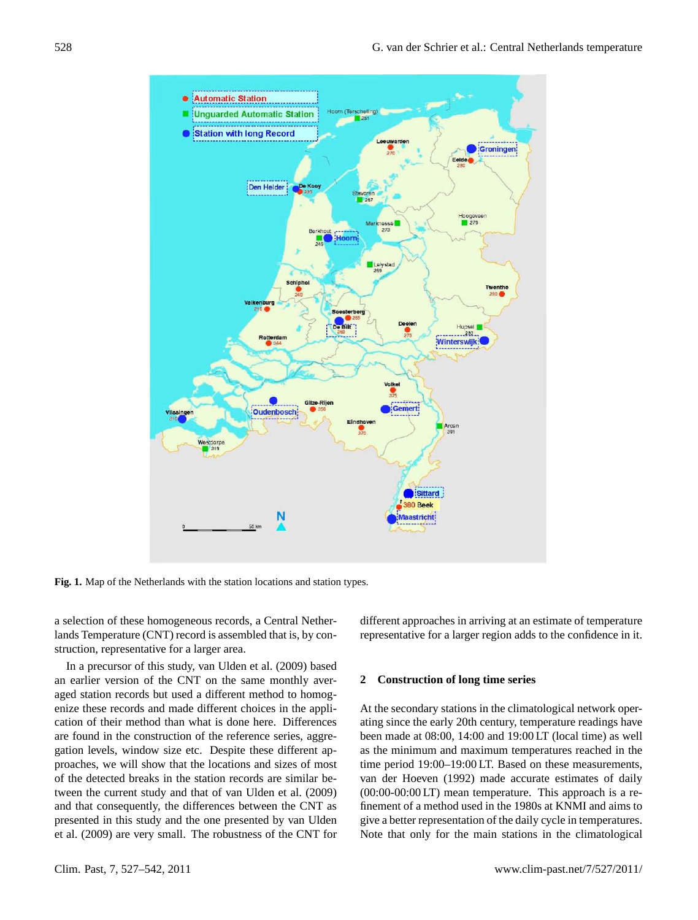**Fig. 1.** Map of the Netherlands with the station locations and station types.

a selection of these homogeneous records, a Central Netherlands Temperature (CNT) record is assembled that is, by construction, representative for a larger area.

In a precursor of this study, van Ulden et al. (2009) based an earlier version of the CNT on the same monthly averaged station records but used a different method to homogenize these records and made different choices in the application of their method than what is done here. Differences are found in the construction of the reference series, aggregation levels, window size etc. Despite these different approaches, we will show that the locations and sizes of most of the detected breaks in the station records are similar between the current study and that of van Ulden et al. (2009) and that consequently, the differences between the CNT as presented in this study and the one presented by van Ulden et al. (2009) are very small. The robustness of the CNT for different approaches in arriving at an estimate of temperature representative for a larger region adds to the confidence in it.

## 2 Construction of long time series

At the secondary stations in the climatological network operating since the early 20th century, temperature readings have been made at 08:00, 14:00 and 19:00 LT (local time) as well as the minimum and maximum temperatures reached in the time period 19:00–19:00 LT. Based on these measurements, van der Hoeven (1992) made accurate estimates of daily (00:00-00:00 LT) mean temperature. This approach is a refinement of a method used in the 1980s at KNMI and aims to give a better representation of the daily cycle in temperatures. Note that only for the main stations in the climatological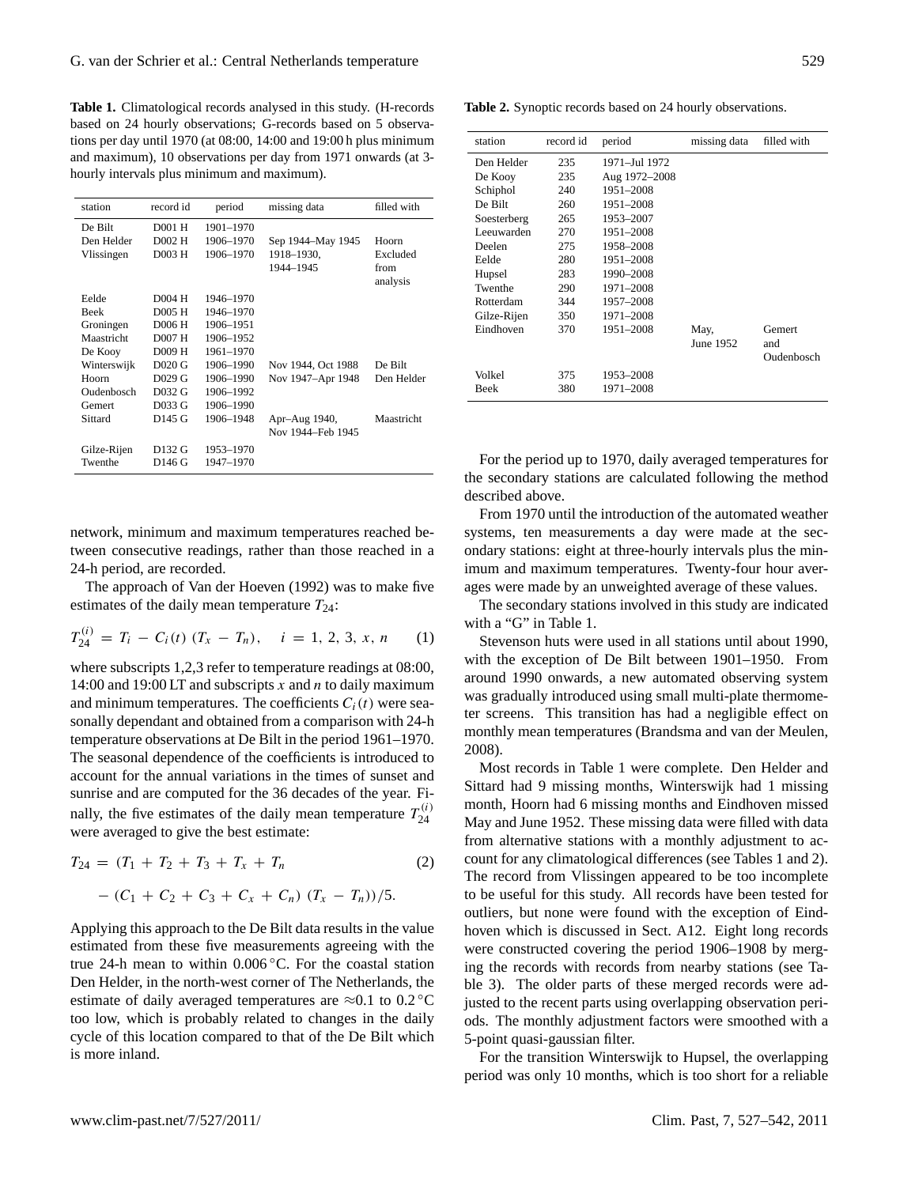**Table 1.** Climatological records analysed in this study. (H-records based on 24 hourly observations; G-records based on 5 observations per day until 1970 (at 08:00, 14:00 and 19:00 h plus minimum and maximum), 10 observations per day from 1971 onwards (at 3-hourly intervals plus minimum and maximum).

| station | record id | period | missing data | filled with |
|---|---|---|---|---|
| De Bilt | D001 H | 1901–1970 | | |
| Den Helder | D002 H | 1906–1970 | Sep 1944–May 1945 | Hoorn |
| Vlissingen | D003 H | 1906–1970 | 1918–1930, 1944–1945 | Excluded from analysis |
| Eelde | D004 H | 1946–1970 | | |
| Beek | D005 H | 1946–1970 | | |
| Groningen | D006 H | 1906–1951 | | |
| Maastricht | D007 H | 1906–1952 | | |
| De Kooy | D009 H | 1961–1970 | | |
| Winterswijk | D020 G | 1906–1990 | Nov 1944, Oct 1988 | De Bilt |
| Hoorn | D029 G | 1906–1990 | Nov 1947–Apr 1948 | Den Helder |
| Oudenbosch | D032 G | 1906–1992 | | |
| Gemert | D033 G | 1906–1990 | | |
| Sittard | D145 G | 1906–1948 | Apr–Aug 1940, Nov 1944–Feb 1945 | Maastricht |
| Gilze-Rijen | D132 G | 1953–1970 | | |
| Twenthe | D146 G | 1947–1970 | | |

network, minimum and maximum temperatures reached between consecutive readings, rather than those reached in a 24-h period, are recorded.

The approach of Van der Hoeven (1992) was to make five estimates of the daily mean temperature $T_{24}$:

$$T_{24}^{(i)} = T_i - C_i(t)\,(T_x - T_n), \quad i = 1, 2, 3, x, n \tag{1}$$

where subscripts 1,2,3 refer to temperature readings at 08:00, 14:00 and 19:00 LT and subscripts $x$ and $n$ to daily maximum and minimum temperatures. The coefficients $C_i(t)$ were seasonally dependant and obtained from a comparison with 24-h temperature observations at De Bilt in the period 1961–1970. The seasonal dependence of the coefficients is introduced to account for the annual variations in the times of sunset and sunrise and are computed for the 36 decades of the year. Finally, the five estimates of the daily mean temperature $T_{24}^{(i)}$ were averaged to give the best estimate:

$$T_{24} = (T_1 + T_2 + T_3 + T_x + T_n) - (C_1 + C_2 + C_3 + C_x + C_n)\,(T_x - T_n))/5. \tag{2}$$

Applying this approach to the De Bilt data results in the value estimated from these five measurements agreeing with the true 24-h mean to within 0.006 °C. For the coastal station Den Helder, in the north-west corner of The Netherlands, the estimate of daily averaged temperatures are ≈0.1 to 0.2 °C too low, which is probably related to changes in the daily cycle of this location compared to that of the De Bilt which is more inland.

**Table 2.** Synoptic records based on 24 hourly observations.

| station | record id | period | missing data | filled with |
|---|---|---|---|---|
| Den Helder | 235 | 1971–Jul 1972 | | |
| De Kooy | 235 | Aug 1972–2008 | | |
| Schiphol | 240 | 1951–2008 | | |
| De Bilt | 260 | 1951–2008 | | |
| Soesterberg | 265 | 1953–2007 | | |
| Leeuwarden | 270 | 1951–2008 | | |
| Deelen | 275 | 1958–2008 | | |
| Eelde | 280 | 1951–2008 | | |
| Hupsel | 283 | 1990–2008 | | |
| Twenthe | 290 | 1971–2008 | | |
| Rotterdam | 344 | 1957–2008 | | |
| Gilze-Rijen | 350 | 1971–2008 | | |
| Eindhoven | 370 | 1951–2008 | May, June 1952 | Gemert and Oudenbosch |
| Volkel | 375 | 1953–2008 | | |
| Beek | 380 | 1971–2008 | | |

For the period up to 1970, daily averaged temperatures for the secondary stations are calculated following the method described above.

From 1970 until the introduction of the automated weather systems, ten measurements a day were made at the secondary stations: eight at three-hourly intervals plus the minimum and maximum temperatures. Twenty-four hour averages were made by an unweighted average of these values.

The secondary stations involved in this study are indicated with a "G" in Table 1.

Stevenson huts were used in all stations until about 1990, with the exception of De Bilt between 1901–1950. From around 1990 onwards, a new automated observing system was gradually introduced using small multi-plate thermometer screens. This transition has had a negligible effect on monthly mean temperatures (Brandsma and van der Meulen, 2008).

Most records in Table 1 were complete. Den Helder and Sittard had 9 missing months, Winterswijk had 1 missing month, Hoorn had 6 missing months and Eindhoven missed May and June 1952. These missing data were filled with data from alternative stations with a monthly adjustment to account for any climatological differences (see Tables 1 and 2). The record from Vlissingen appeared to be too incomplete to be useful for this study. All records have been tested for outliers, but none were found with the exception of Eindhoven which is discussed in Sect. A12. Eight long records were constructed covering the period 1906–1908 by merging the records with records from nearby stations (see Table 3). The older parts of these merged records were adjusted to the recent parts using overlapping observation periods. The monthly adjustment factors were smoothed with a 5-point quasi-gaussian filter.

For the transition Winterswijk to Hupsel, the overlapping period was only 10 months, which is too short for a reliable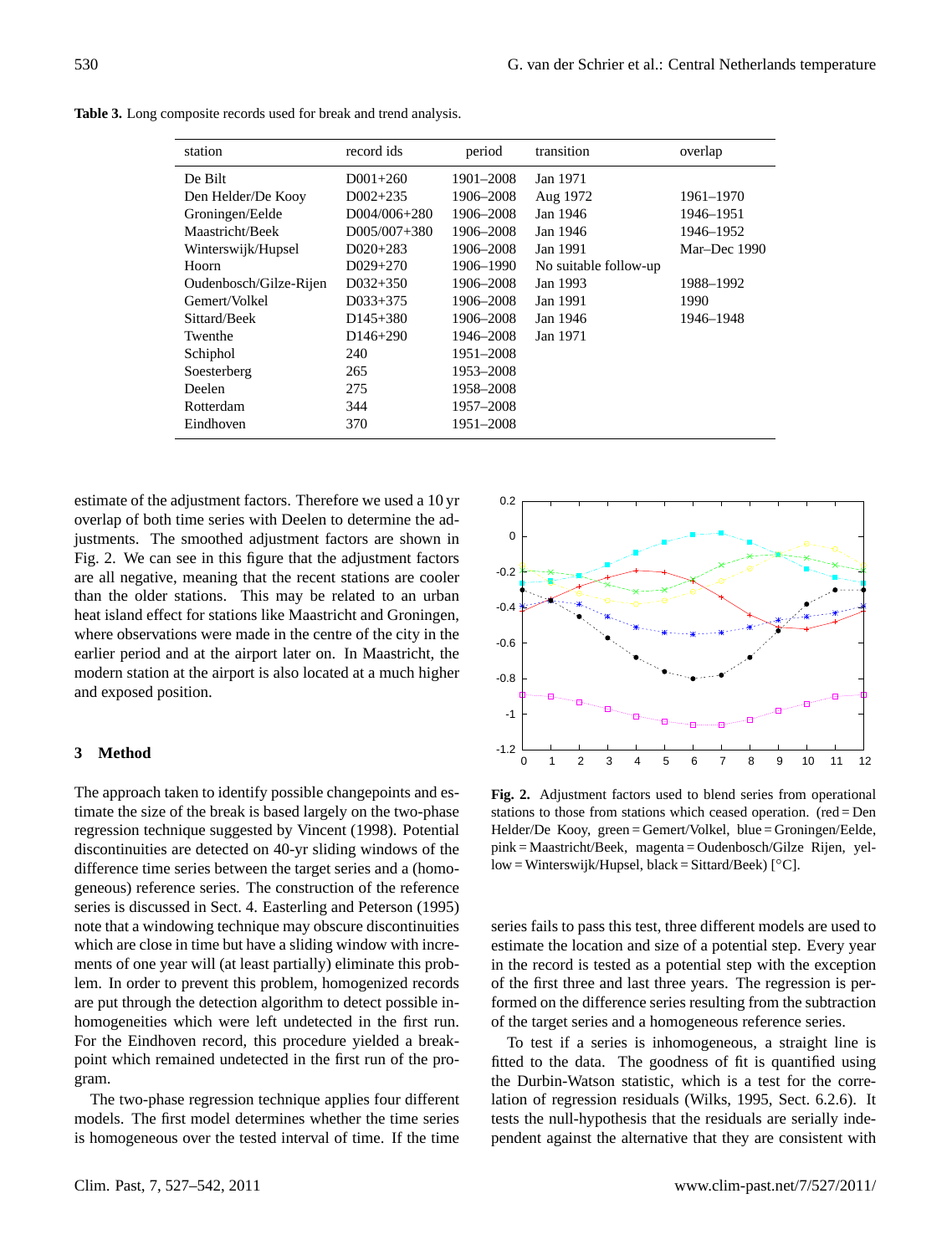**Table 3.** Long composite records used for break and trend analysis.

| station | record ids | period | transition | overlap |
|---|---|---|---|---|
| De Bilt | D001+260 | 1901–2008 | Jan 1971 | |
| Den Helder/De Kooy | D002+235 | 1906–2008 | Aug 1972 | 1961–1970 |
| Groningen/Eelde | D004/006+280 | 1906–2008 | Jan 1946 | 1946–1951 |
| Maastricht/Beek | D005/007+380 | 1906–2008 | Jan 1946 | 1946–1952 |
| Winterswijk/Hupsel | D020+283 | 1906–2008 | Jan 1991 | Mar–Dec 1990 |
| Hoorn | D029+270 | 1906–1990 | No suitable follow-up | |
| Oudenbosch/Gilze-Rijen | D032+350 | 1906–2008 | Jan 1993 | 1988–1992 |
| Gemert/Volkel | D033+375 | 1906–2008 | Jan 1991 | 1990 |
| Sittard/Beek | D145+380 | 1906–2008 | Jan 1946 | 1946–1948 |
| Twenthe | D146+290 | 1946–2008 | Jan 1971 | |
| Schiphol | 240 | 1951–2008 | | |
| Soesterberg | 265 | 1953–2008 | | |
| Deelen | 275 | 1958–2008 | | |
| Rotterdam | 344 | 1957–2008 | | |
| Eindhoven | 370 | 1951–2008 | | |

estimate of the adjustment factors. Therefore we used a 10 yr overlap of both time series with Deelen to determine the adjustments. The smoothed adjustment factors are shown in Fig. 2. We can see in this figure that the adjustment factors are all negative, meaning that the recent stations are cooler than the older stations. This may be related to an urban heat island effect for stations like Maastricht and Groningen, where observations were made in the centre of the city in the earlier period and at the airport later on. In Maastricht, the modern station at the airport is also located at a much higher and exposed position.

**Fig. 2.** Adjustment factors used to blend series from operational stations to those from stations which ceased operation. (red = Den Helder/De Kooy, green = Gemert/Volkel, blue = Groningen/Eelde, pink = Maastricht/Beek, magenta = Oudenbosch/Gilze Rijen, yellow = Winterswijk/Hupsel, black = Sittard/Beek) [°C].

## 3 Method

The approach taken to identify possible changepoints and estimate the size of the break is based largely on the two-phase regression technique suggested by Vincent (1998). Potential discontinuities are detected on 40-yr sliding windows of the difference time series between the target series and a (homogeneous) reference series. The construction of the reference series is discussed in Sect. 4. Easterling and Peterson (1995) note that a windowing technique may obscure discontinuities which are close in time but have a sliding window with increments of one year will (at least partially) eliminate this problem. In order to prevent this problem, homogenized records are put through the detection algorithm to detect possible inhomogeneities which were left undetected in the first run. For the Eindhoven record, this procedure yielded a breakpoint which remained undetected in the first run of the program.

The two-phase regression technique applies four different models. The first model determines whether the time series is homogeneous over the tested interval of time. If the time series fails to pass this test, three different models are used to estimate the location and size of a potential step. Every year in the record is tested as a potential step with the exception of the first three and last three years. The regression is performed on the difference series resulting from the subtraction of the target series and a homogeneous reference series.

To test if a series is inhomogeneous, a straight line is fitted to the data. The goodness of fit is quantified using the Durbin-Watson statistic, which is a test for the correlation of regression residuals (Wilks, 1995, Sect. 6.2.6). It tests the null-hypothesis that the residuals are serially independent against the alternative that they are consistent with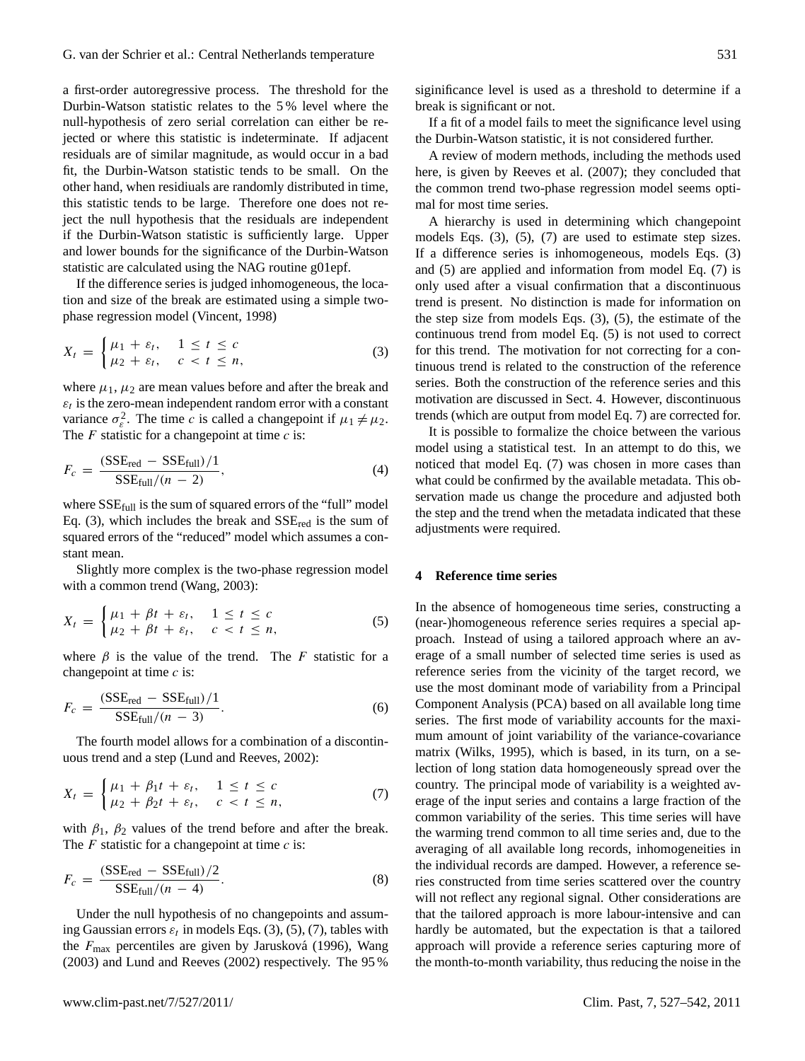a first-order autoregressive process. The threshold for the Durbin-Watson statistic relates to the 5 % level where the null-hypothesis of zero serial correlation can either be rejected or where this statistic is indeterminate. If adjacent residuals are of similar magnitude, as would occur in a bad fit, the Durbin-Watson statistic tends to be small. On the other hand, when residiuals are randomly distributed in time, this statistic tends to be large. Therefore one does not reject the null hypothesis that the residuals are independent if the Durbin-Watson statistic is sufficiently large. Upper and lower bounds for the significance of the Durbin-Watson statistic are calculated using the NAG routine g01epf.

If the difference series is judged inhomogeneous, the location and size of the break are estimated using a simple two-phase regression model (Vincent, 1998)

$$X_t = \begin{cases} \mu_1 + \varepsilon_t, & 1 \le t \le c \\ \mu_2 + \varepsilon_t, & c < t \le n, \end{cases} \tag{3}$$

where $\mu_1$, $\mu_2$ are mean values before and after the break and $\varepsilon_t$ is the zero-mean independent random error with a constant variance $\sigma_\varepsilon^2$. The time $c$ is called a changepoint if $\mu_1 \neq \mu_2$. The $F$ statistic for a changepoint at time $c$ is:

$$F_c = \frac{(\mathrm{SSE_{red}} - \mathrm{SSE_{full}})/1}{\mathrm{SSE_{full}}/(n-2)}, \tag{4}$$

where $\mathrm{SSE_{full}}$ is the sum of squared errors of the "full" model Eq. (3), which includes the break and $\mathrm{SSE_{red}}$ is the sum of squared errors of the "reduced" model which assumes a constant mean.

Slightly more complex is the two-phase regression model with a common trend (Wang, 2003):

$$X_t = \begin{cases} \mu_1 + \beta t + \varepsilon_t, & 1 \le t \le c \\ \mu_2 + \beta t + \varepsilon_t, & c < t \le n, \end{cases} \tag{5}$$

where $\beta$ is the value of the trend. The $F$ statistic for a changepoint at time $c$ is:

$$F_c = \frac{(\mathrm{SSE_{red}} - \mathrm{SSE_{full}})/1}{\mathrm{SSE_{full}}/(n-3)}. \tag{6}$$

The fourth model allows for a combination of a discontinuous trend and a step (Lund and Reeves, 2002):

$$X_t = \begin{cases} \mu_1 + \beta_1 t + \varepsilon_t, & 1 \le t \le c \\ \mu_2 + \beta_2 t + \varepsilon_t, & c < t \le n, \end{cases} \tag{7}$$

with $\beta_1$, $\beta_2$ values of the trend before and after the break. The $F$ statistic for a changepoint at time $c$ is:

$$F_c = \frac{(\mathrm{SSE_{red}} - \mathrm{SSE_{full}})/2}{\mathrm{SSE_{full}}/(n-4)}. \tag{8}$$

Under the null hypothesis of no changepoints and assuming Gaussian errors $\varepsilon_t$ in models Eqs. (3), (5), (7), tables with the $F_{\max}$ percentiles are given by Jarusková (1996), Wang (2003) and Lund and Reeves (2002) respectively. The 95 % siginificance level is used as a threshold to determine if a break is significant or not.

If a fit of a model fails to meet the significance level using the Durbin-Watson statistic, it is not considered further.

A review of modern methods, including the methods used here, is given by Reeves et al. (2007); they concluded that the common trend two-phase regression model seems optimal for most time series.

A hierarchy is used in determining which changepoint models Eqs. (3), (5), (7) are used to estimate step sizes. If a difference series is inhomogeneous, models Eqs. (3) and (5) are applied and information from model Eq. (7) is only used after a visual confirmation that a discontinuous trend is present. No distinction is made for information on the step size from models Eqs. (3), (5), the estimate of the continuous trend from model Eq. (5) is not used to correct for this trend. The motivation for not correcting for a continuous trend is related to the construction of the reference series. Both the construction of the reference series and this motivation are discussed in Sect. 4. However, discontinuous trends (which are output from model Eq. 7) are corrected for.

It is possible to formalize the choice between the various model using a statistical test. In an attempt to do this, we noticed that model Eq. (7) was chosen in more cases than what could be confirmed by the available metadata. This observation made us change the procedure and adjusted both the step and the trend when the metadata indicated that these adjustments were required.

## 4 Reference time series

In the absence of homogeneous time series, constructing a (near-)homogeneous reference series requires a special approach. Instead of using a tailored approach where an average of a small number of selected time series is used as reference series from the vicinity of the target record, we use the most dominant mode of variability from a Principal Component Analysis (PCA) based on all available long time series. The first mode of variability accounts for the maximum amount of joint variability of the variance-covariance matrix (Wilks, 1995), which is based, in its turn, on a selection of long station data homogeneously spread over the country. The principal mode of variability is a weighted average of the input series and contains a large fraction of the common variability of the series. This time series will have the warming trend common to all time series and, due to the averaging of all available long records, inhomogeneities in the individual records are damped. However, a reference series constructed from time series scattered over the country will not reflect any regional signal. Other considerations are that the tailored approach is more labour-intensive and can hardly be automated, but the expectation is that a tailored approach will provide a reference series capturing more of the month-to-month variability, thus reducing the noise in the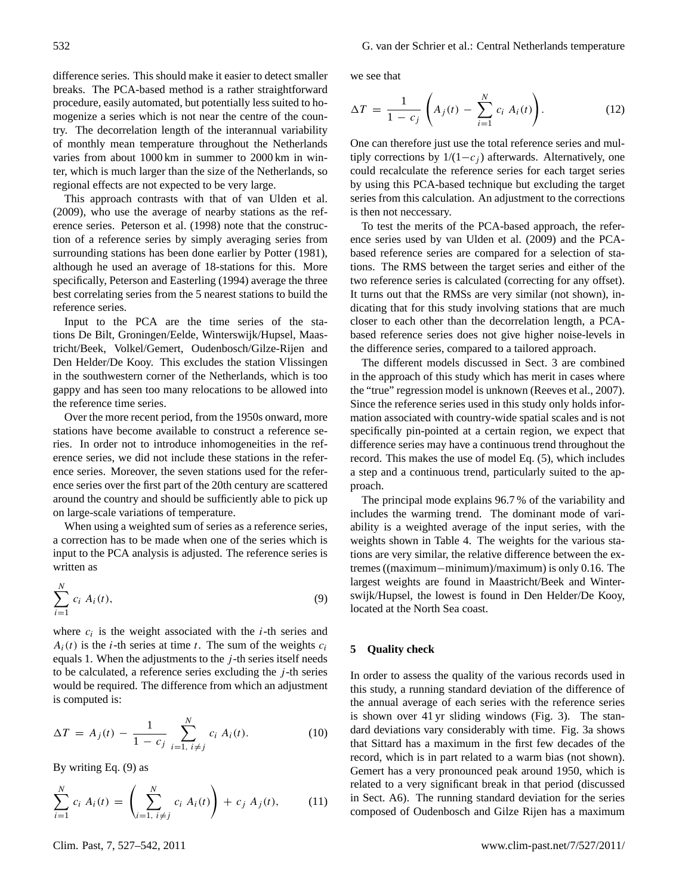difference series. This should make it easier to detect smaller breaks. The PCA-based method is a rather straightforward procedure, easily automated, but potentially less suited to homogenize a series which is not near the centre of the country. The decorrelation length of the interannual variability of monthly mean temperature throughout the Netherlands varies from about 1000 km in summer to 2000 km in winter, which is much larger than the size of the Netherlands, so regional effects are not expected to be very large.

This approach contrasts with that of van Ulden et al. (2009), who use the average of nearby stations as the reference series. Peterson et al. (1998) note that the construction of a reference series by simply averaging series from surrounding stations has been done earlier by Potter (1981), although he used an average of 18-stations for this. More specifically, Peterson and Easterling (1994) average the three best correlating series from the 5 nearest stations to build the reference series.

Input to the PCA are the time series of the stations De Bilt, Groningen/Eelde, Winterswijk/Hupsel, Maastricht/Beek, Volkel/Gemert, Oudenbosch/Gilze-Rijen and Den Helder/De Kooy. This excludes the station Vlissingen in the southwestern corner of the Netherlands, which is too gappy and has seen too many relocations to be allowed into the reference time series.

Over the more recent period, from the 1950s onward, more stations have become available to construct a reference series. In order not to introduce inhomogeneities in the reference series, we did not include these stations in the reference series. Moreover, the seven stations used for the reference series over the first part of the 20th century are scattered around the country and should be sufficiently able to pick up on large-scale variations of temperature.

When using a weighted sum of series as a reference series, a correction has to be made when one of the series which is input to the PCA analysis is adjusted. The reference series is written as

$$\sum_{i=1}^{N} c_i \; A_i(t), \tag{9}$$

where $c_i$ is the weight associated with the $i$-th series and $A_i(t)$ is the $i$-th series at time $t$. The sum of the weights $c_i$ equals 1. When the adjustments to the $j$-th series itself needs to be calculated, a reference series excluding the $j$-th series would be required. The difference from which an adjustment is computed is:

$$\Delta T \;=\; A_j(t) \;-\; \frac{1}{1 - c_j} \sum_{i=1,\; i \neq j}^{N} c_i \; A_i(t). \tag{10}$$

By writing Eq. (9) as

$$\sum_{i=1}^{N} c_i \; A_i(t) \;=\; \left( \sum_{i=1,\; i \neq j}^{N} c_i \; A_i(t) \right) \;+\; c_j \; A_j(t), \tag{11}$$

we see that

$$\Delta T \;=\; \frac{1}{1 - c_j} \left( A_j(t) \;-\; \sum_{i=1}^{N} c_i \; A_i(t) \right). \tag{12}$$

One can therefore just use the total reference series and multiply corrections by $1/(1-c_j)$ afterwards. Alternatively, one could recalculate the reference series for each target series by using this PCA-based technique but excluding the target series from this calculation. An adjustment to the corrections is then not neccessary.

To test the merits of the PCA-based approach, the reference series used by van Ulden et al. (2009) and the PCA-based reference series are compared for a selection of stations. The RMS between the target series and either of the two reference series is calculated (correcting for any offset). It turns out that the RMSs are very similar (not shown), indicating that for this study involving stations that are much closer to each other than the decorrelation length, a PCA-based reference series does not give higher noise-levels in the difference series, compared to a tailored approach.

The different models discussed in Sect. 3 are combined in the approach of this study which has merit in cases where the "true" regression model is unknown (Reeves et al., 2007). Since the reference series used in this study only holds information associated with country-wide spatial scales and is not specifically pin-pointed at a certain region, we expect that difference series may have a continuous trend throughout the record. This makes the use of model Eq. (5), which includes a step and a continuous trend, particularly suited to the approach.

The principal mode explains 96.7 % of the variability and includes the warming trend. The dominant mode of variability is a weighted average of the input series, with the weights shown in Table 4. The weights for the various stations are very similar, the relative difference between the extremes ((maximum−minimum)/maximum) is only 0.16. The largest weights are found in Maastricht/Beek and Winterswijk/Hupsel, the lowest is found in Den Helder/De Kooy, located at the North Sea coast.

## 5 Quality check

In order to assess the quality of the various records used in this study, a running standard deviation of the difference of the annual average of each series with the reference series is shown over 41 yr sliding windows (Fig. 3). The standard deviations vary considerably with time. Fig. 3a shows that Sittard has a maximum in the first few decades of the record, which is in part related to a warm bias (not shown). Gemert has a very pronounced peak around 1950, which is related to a very significant break in that period (discussed in Sect. A6). The running standard deviation for the series composed of Oudenbosch and Gilze Rijen has a maximum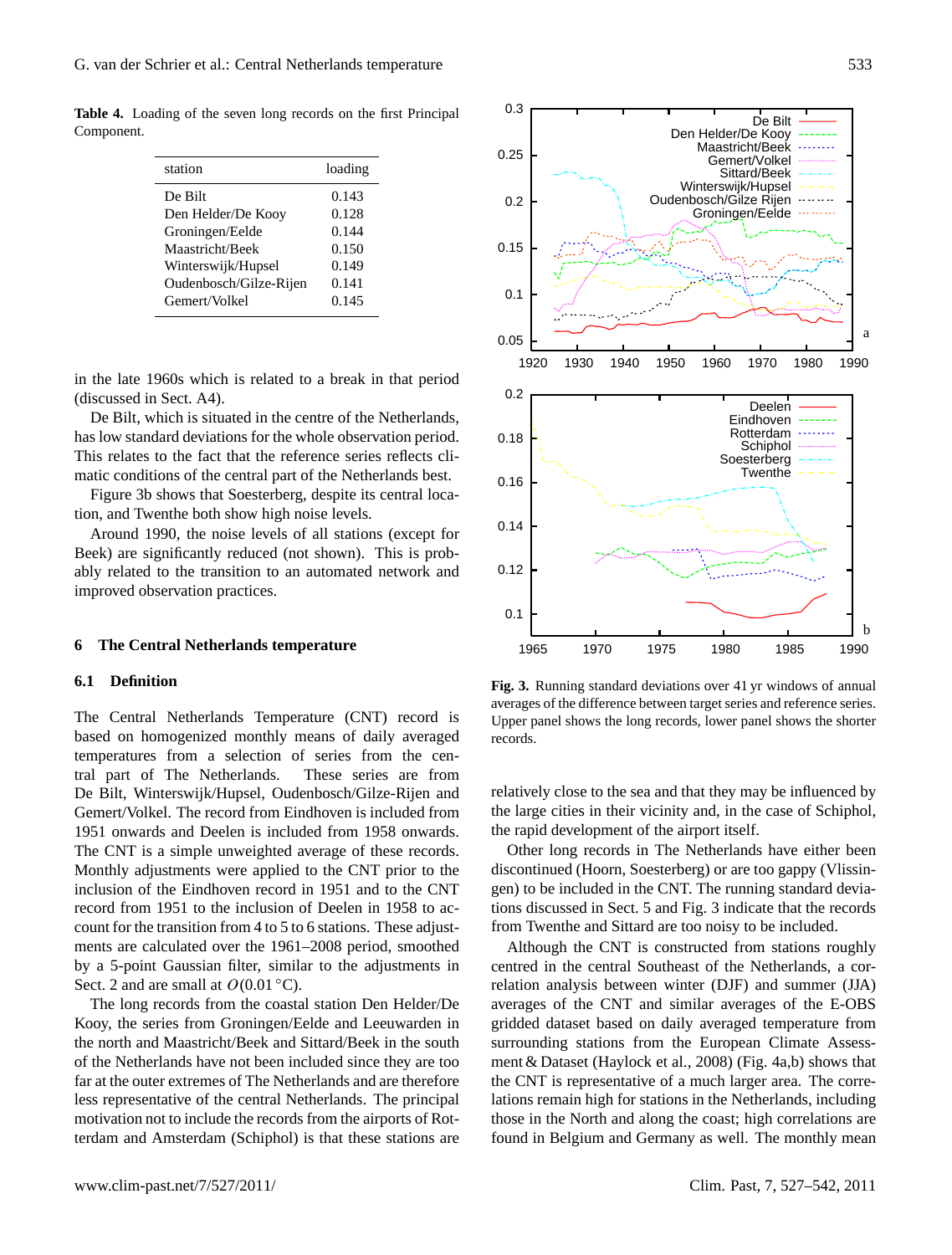**Table 4.** Loading of the seven long records on the first Principal Component.

| station | loading |
|---|---|
| De Bilt | 0.143 |
| Den Helder/De Kooy | 0.128 |
| Groningen/Eelde | 0.144 |
| Maastricht/Beek | 0.150 |
| Winterswijk/Hupsel | 0.149 |
| Oudenbosch/Gilze-Rijen | 0.141 |
| Gemert/Volkel | 0.145 |

in the late 1960s which is related to a break in that period (discussed in Sect. A4).

De Bilt, which is situated in the centre of the Netherlands, has low standard deviations for the whole observation period. This relates to the fact that the reference series reflects climatic conditions of the central part of the Netherlands best.

Figure 3b shows that Soesterberg, despite its central location, and Twenthe both show high noise levels.

Around 1990, the noise levels of all stations (except for Beek) are significantly reduced (not shown). This is probably related to the transition to an automated network and improved observation practices.

## 6 The Central Netherlands temperature

### 6.1 Definition

The Central Netherlands Temperature (CNT) record is based on homogenized monthly means of daily averaged temperatures from a selection of series from the central part of The Netherlands. These series are from De Bilt, Winterswijk/Hupsel, Oudenbosch/Gilze-Rijen and Gemert/Volkel. The record from Eindhoven is included from 1951 onwards and Deelen is included from 1958 onwards. The CNT is a simple unweighted average of these records. Monthly adjustments were applied to the CNT prior to the inclusion of the Eindhoven record in 1951 and to the CNT record from 1951 to the inclusion of Deelen in 1958 to account for the transition from 4 to 5 to 6 stations. These adjustments are calculated over the 1961–2008 period, smoothed by a 5-point Gaussian filter, similar to the adjustments in Sect. 2 and are small at $O(0.01\,^{\circ}\mathrm{C})$.

The long records from the coastal station Den Helder/De Kooy, the series from Groningen/Eelde and Leeuwarden in the north and Maastricht/Beek and Sittard/Beek in the south of the Netherlands have not been included since they are too far at the outer extremes of The Netherlands and are therefore less representative of the central Netherlands. The principal motivation not to include the records from the airports of Rotterdam and Amsterdam (Schiphol) is that these stations are relatively close to the sea and that they may be influenced by the large cities in their vicinity and, in the case of Schiphol, the rapid development of the airport itself.

Other long records in The Netherlands have either been discontinued (Hoorn, Soesterberg) or are too gappy (Vlissingen) to be included in the CNT. The running standard deviations discussed in Sect. 5 and Fig. 3 indicate that the records from Twenthe and Sittard are too noisy to be included.

Although the CNT is constructed from stations roughly centred in the central Southeast of the Netherlands, a correlation analysis between winter (DJF) and summer (JJA) averages of the CNT and similar averages of the E-OBS gridded dataset based on daily averaged temperature from surrounding stations from the European Climate Assessment & Dataset (Haylock et al., 2008) (Fig. 4a,b) shows that the CNT is representative of a much larger area. The correlations remain high for stations in the Netherlands, including those in the North and along the coast; high correlations are found in Belgium and Germany as well. The monthly mean

**Fig. 3.** Running standard deviations over 41 yr windows of annual averages of the difference between target series and reference series. Upper panel shows the long records, lower panel shows the shorter records.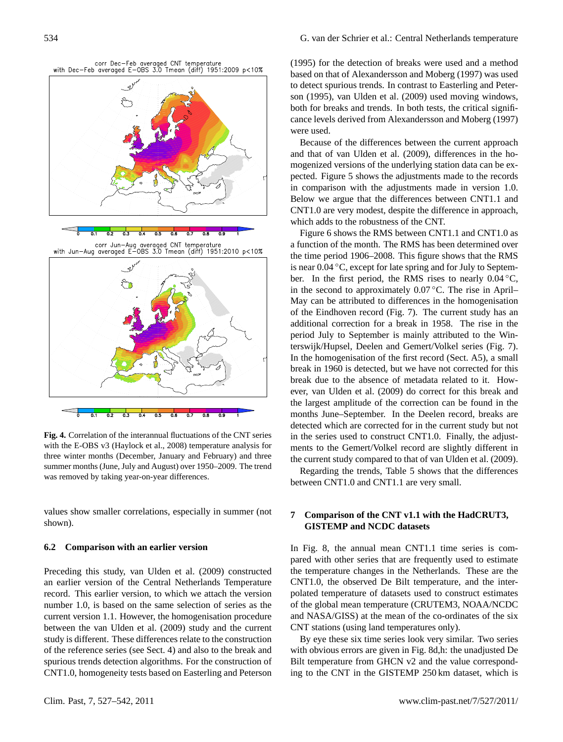Fig. 4. Correlation of the interannual fluctuations of the CNT series with the E-OBS v3 (Haylock et al., 2008) temperature analysis for three winter months (December, January and February) and three summer months (June, July and August) over 1950–2009. The trend was removed by taking year-on-year differences.

values show smaller correlations, especially in summer (not shown).

### 6.2 Comparison with an earlier version

Preceding this study, van Ulden et al. (2009) constructed an earlier version of the Central Netherlands Temperature record. This earlier version, to which we attach the version number 1.0, is based on the same selection of series as the current version 1.1. However, the homogenisation procedure between the van Ulden et al. (2009) study and the current study is different. These differences relate to the construction of the reference series (see Sect. 4) and also to the break and spurious trends detection algorithms. For the construction of CNT1.0, homogeneity tests based on Easterling and Peterson (1995) for the detection of breaks were used and a method based on that of Alexandersson and Moberg (1997) was used to detect spurious trends. In contrast to Easterling and Peterson (1995), van Ulden et al. (2009) used moving windows, both for breaks and trends. In both tests, the critical significance levels derived from Alexandersson and Moberg (1997) were used.

Because of the differences between the current approach and that of van Ulden et al. (2009), differences in the homogenized versions of the underlying station data can be expected. Figure 5 shows the adjustments made to the records in comparison with the adjustments made in version 1.0. Below we argue that the differences between CNT1.1 and CNT1.0 are very modest, despite the difference in approach, which adds to the robustness of the CNT.

Figure 6 shows the RMS between CNT1.1 and CNT1.0 as a function of the month. The RMS has been determined over the time period 1906–2008. This figure shows that the RMS is near 0.04 °C, except for late spring and for July to September. In the first period, the RMS rises to nearly 0.04 °C, in the second to approximately 0.07 °C. The rise in April–May can be attributed to differences in the homogenisation of the Eindhoven record (Fig. 7). The current study has an additional correction for a break in 1958. The rise in the period July to September is mainly attributed to the Winterswijk/Hupsel, Deelen and Gemert/Volkel series (Fig. 7). In the homogenisation of the first record (Sect. A5), a small break in 1960 is detected, but we have not corrected for this break due to the absence of metadata related to it. However, van Ulden et al. (2009) do correct for this break and the largest amplitude of the correction can be found in the months June–September. In the Deelen record, breaks are detected which are corrected for in the current study but not in the series used to construct CNT1.0. Finally, the adjustments to the Gemert/Volkel record are slightly different in the current study compared to that of van Ulden et al. (2009).

Regarding the trends, Table 5 shows that the differences between CNT1.0 and CNT1.1 are very small.

## 7 Comparison of the CNT v1.1 with the HadCRUT3, GISTEMP and NCDC datasets

In Fig. 8, the annual mean CNT1.1 time series is compared with other series that are frequently used to estimate the temperature changes in the Netherlands. These are the CNT1.0, the observed De Bilt temperature, and the interpolated temperature of datasets used to construct estimates of the global mean temperature (CRUTEM3, NOAA/NCDC and NASA/GISS) at the mean of the co-ordinates of the six CNT stations (using land temperatures only).

By eye these six time series look very similar. Two series with obvious errors are given in Fig. 8d,h: the unadjusted De Bilt temperature from GHCN v2 and the value corresponding to the CNT in the GISTEMP 250 km dataset, which is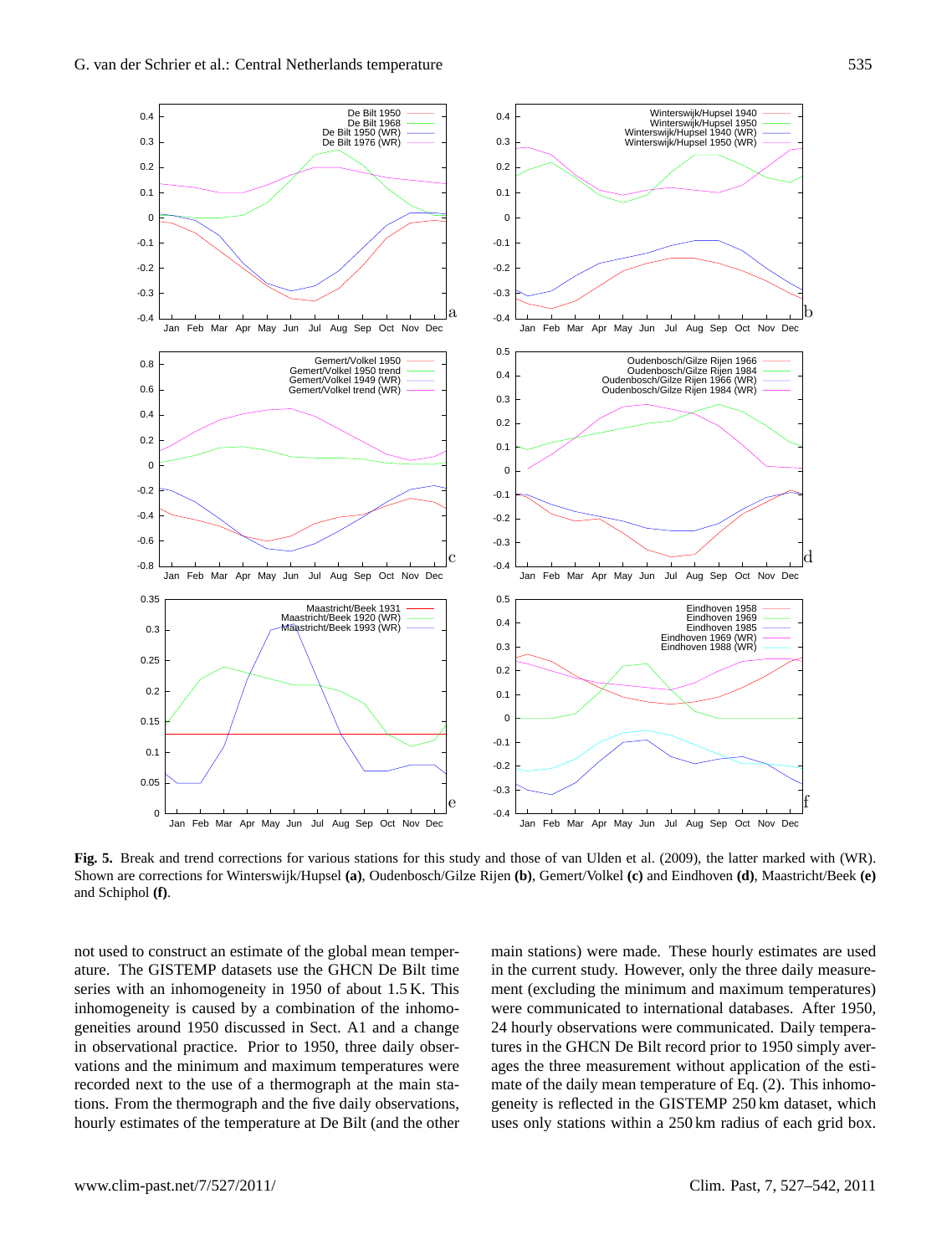**Fig. 5.** Break and trend corrections for various stations for this study and those of van Ulden et al. (2009), the latter marked with (WR). Shown are corrections for Winterswijk/Hupsel **(a)**, Oudenbosch/Gilze Rijen **(b)**, Gemert/Volkel **(c)** and Eindhoven **(d)**, Maastricht/Beek **(e)** and Schiphol **(f)**.

not used to construct an estimate of the global mean temperature. The GISTEMP datasets use the GHCN De Bilt time series with an inhomogeneity in 1950 of about 1.5 K. This inhomogeneity is caused by a combination of the inhomogeneities around 1950 discussed in Sect. A1 and a change in observational practice. Prior to 1950, three daily observations and the minimum and maximum temperatures were recorded next to the use of a thermograph at the main stations. From the thermograph and the five daily observations, hourly estimates of the temperature at De Bilt (and the other main stations) were made. These hourly estimates are used in the current study. However, only the three daily measurement (excluding the minimum and maximum temperatures) were communicated to international databases. After 1950, 24 hourly observations were communicated. Daily temperatures in the GHCN De Bilt record prior to 1950 simply averages the three measurement without application of the estimate of the daily mean temperature of Eq. (2). This inhomogeneity is reflected in the GISTEMP 250 km dataset, which uses only stations within a 250 km radius of each grid box.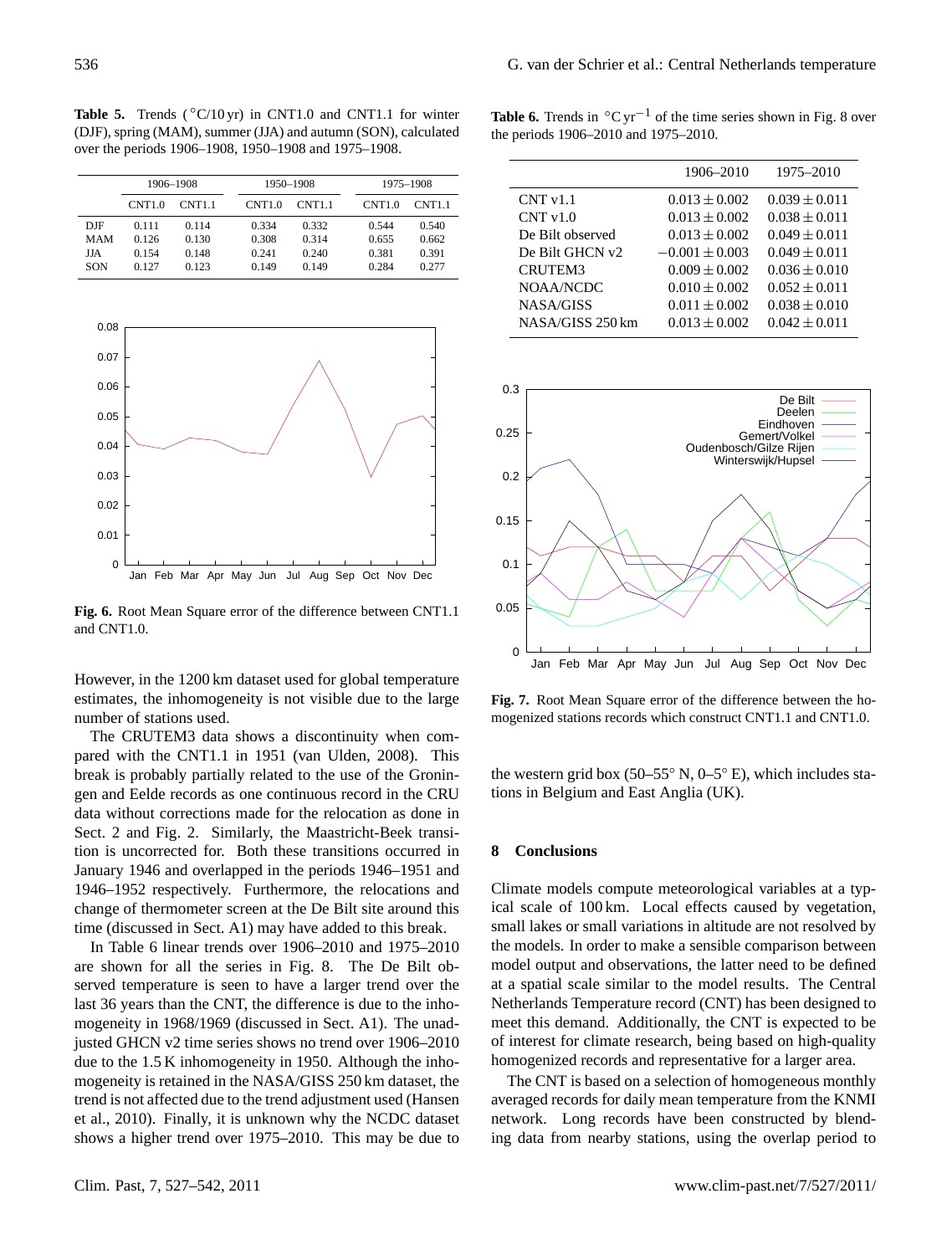**Table 5.** Trends (°C/10 yr) in CNT1.0 and CNT1.1 for winter (DJF), spring (MAM), summer (JJA) and autumn (SON), calculated over the periods 1906–1908, 1950–1908 and 1975–1908.

| | 1906–1908 | | 1950–1908 | | 1975–1908 | |
|---|---|---|---|---|---|---|
| | CNT1.0 | CNT1.1 | CNT1.0 | CNT1.1 | CNT1.0 | CNT1.1 |
| DJF | 0.111 | 0.114 | 0.334 | 0.332 | 0.544 | 0.540 |
| MAM | 0.126 | 0.130 | 0.308 | 0.314 | 0.655 | 0.662 |
| JJA | 0.154 | 0.148 | 0.241 | 0.240 | 0.381 | 0.391 |
| SON | 0.127 | 0.123 | 0.149 | 0.149 | 0.284 | 0.277 |

**Fig. 6.** Root Mean Square error of the difference between CNT1.1 and CNT1.0.

However, in the 1200 km dataset used for global temperature estimates, the inhomogeneity is not visible due to the large number of stations used.

The CRUTEM3 data shows a discontinuity when compared with the CNT1.1 in 1951 (van Ulden, 2008). This break is probably partially related to the use of the Groningen and Eelde records as one continuous record in the CRU data without corrections made for the relocation as done in Sect. 2 and Fig. 2. Similarly, the Maastricht-Beek transition is uncorrected for. Both these transitions occurred in January 1946 and overlapped in the periods 1946–1951 and 1946–1952 respectively. Furthermore, the relocations and change of thermometer screen at the De Bilt site around this time (discussed in Sect. A1) may have added to this break.

In Table 6 linear trends over 1906–2010 and 1975–2010 are shown for all the series in Fig. 8. The De Bilt observed temperature is seen to have a larger trend over the last 36 years than the CNT, the difference is due to the inhomogeneity in 1968/1969 (discussed in Sect. A1). The unadjusted GHCN v2 time series shows no trend over 1906–2010 due to the 1.5 K inhomogeneity in 1950. Although the inhomogeneity is retained in the NASA/GISS 250 km dataset, the trend is not affected due to the trend adjustment used (Hansen et al., 2010). Finally, it is unknown why the NCDC dataset shows a higher trend over 1975–2010. This may be due to the western grid box (50–55° N, 0–5° E), which includes stations in Belgium and East Anglia (UK).

**Table 6.** Trends in $^{\circ}\mathrm{C\,yr^{-1}}$ of the time series shown in Fig. 8 over the periods 1906–2010 and 1975–2010.

| | 1906–2010 | 1975–2010 |
|---|---|---|
| CNT v1.1 | $0.013 \pm 0.002$ | $0.039 \pm 0.011$ |
| CNT v1.0 | $0.013 \pm 0.002$ | $0.038 \pm 0.011$ |
| De Bilt observed | $0.013 \pm 0.002$ | $0.049 \pm 0.011$ |
| De Bilt GHCN v2 | $-0.001 \pm 0.003$ | $0.049 \pm 0.011$ |
| CRUTEM3 | $0.009 \pm 0.002$ | $0.036 \pm 0.010$ |
| NOAA/NCDC | $0.010 \pm 0.002$ | $0.052 \pm 0.011$ |
| NASA/GISS | $0.011 \pm 0.002$ | $0.038 \pm 0.010$ |
| NASA/GISS 250 km | $0.013 \pm 0.002$ | $0.042 \pm 0.011$ |

**Fig. 7.** Root Mean Square error of the difference between the homogenized stations records which construct CNT1.1 and CNT1.0.

## 8 Conclusions

Climate models compute meteorological variables at a typical scale of 100 km. Local effects caused by vegetation, small lakes or small variations in altitude are not resolved by the models. In order to make a sensible comparison between model output and observations, the latter need to be defined at a spatial scale similar to the model results. The Central Netherlands Temperature record (CNT) has been designed to meet this demand. Additionally, the CNT is expected to be of interest for climate research, being based on high-quality homogenized records and representative for a larger area.

The CNT is based on a selection of homogeneous monthly averaged records for daily mean temperature from the KNMI network. Long records have been constructed by blending data from nearby stations, using the overlap period to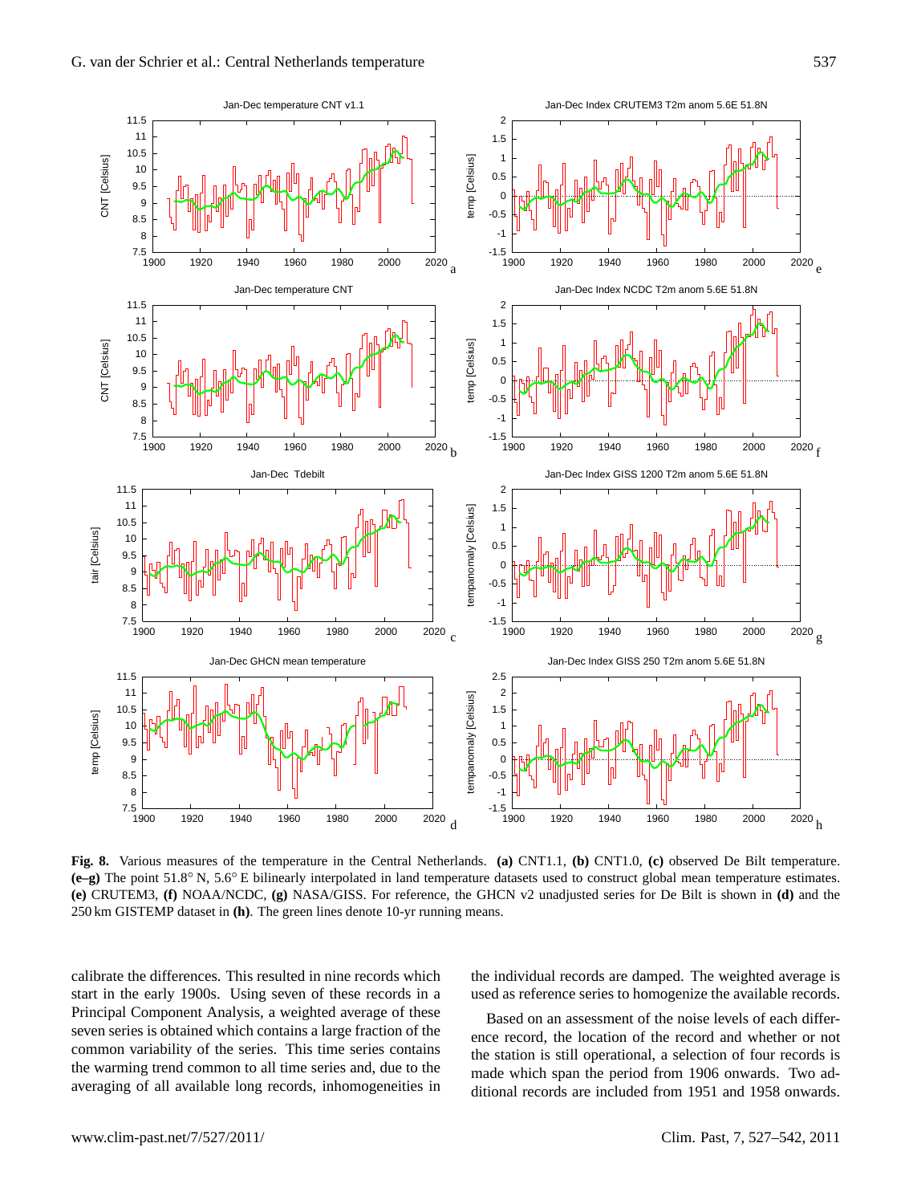**Fig. 8.** Various measures of the temperature in the Central Netherlands. **(a)** CNT1.1, **(b)** CNT1.0, **(c)** observed De Bilt temperature. **(e–g)** The point 51.8° N, 5.6° E bilinearly interpolated in land temperature datasets used to construct global mean temperature estimates. **(e)** CRUTEM3, **(f)** NOAA/NCDC, **(g)** NASA/GISS. For reference, the GHCN v2 unadjusted series for De Bilt is shown in **(d)** and the 250 km GISTEMP dataset in **(h)**. The green lines denote 10-yr running means.

calibrate the differences. This resulted in nine records which start in the early 1900s. Using seven of these records in a Principal Component Analysis, a weighted average of these seven series is obtained which contains a large fraction of the common variability of the series. This time series contains the warming trend common to all time series and, due to the averaging of all available long records, inhomogeneities in the individual records are damped. The weighted average is used as reference series to homogenize the available records.

Based on an assessment of the noise levels of each difference record, the location of the record and whether or not the station is still operational, a selection of four records is made which span the period from 1906 onwards. Two additional records are included from 1951 and 1958 onwards.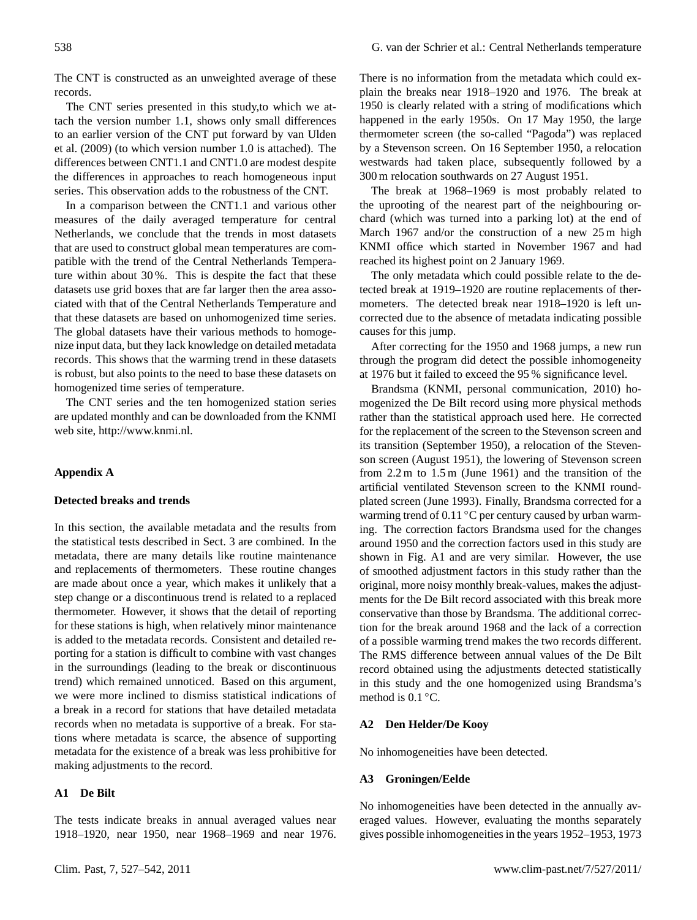The CNT is constructed as an unweighted average of these records.

The CNT series presented in this study,to which we attach the version number 1.1, shows only small differences to an earlier version of the CNT put forward by van Ulden et al. (2009) (to which version number 1.0 is attached). The differences between CNT1.1 and CNT1.0 are modest despite the differences in approaches to reach homogeneous input series. This observation adds to the robustness of the CNT.

In a comparison between the CNT1.1 and various other measures of the daily averaged temperature for central Netherlands, we conclude that the trends in most datasets that are used to construct global mean temperatures are compatible with the trend of the Central Netherlands Temperature within about 30 %. This is despite the fact that these datasets use grid boxes that are far larger then the area associated with that of the Central Netherlands Temperature and that these datasets are based on unhomogenized time series. The global datasets have their various methods to homogenize input data, but they lack knowledge on detailed metadata records. This shows that the warming trend in these datasets is robust, but also points to the need to base these datasets on homogenized time series of temperature.

The CNT series and the ten homogenized station series are updated monthly and can be downloaded from the KNMI web site, http://www.knmi.nl.

## Appendix A

### Detected breaks and trends

In this section, the available metadata and the results from the statistical tests described in Sect. 3 are combined. In the metadata, there are many details like routine maintenance and replacements of thermometers. These routine changes are made about once a year, which makes it unlikely that a step change or a discontinuous trend is related to a replaced thermometer. However, it shows that the detail of reporting for these stations is high, when relatively minor maintenance is added to the metadata records. Consistent and detailed reporting for a station is difficult to combine with vast changes in the surroundings (leading to the break or discontinuous trend) which remained unnoticed. Based on this argument, we were more inclined to dismiss statistical indications of a break in a record for stations that have detailed metadata records when no metadata is supportive of a break. For stations where metadata is scarce, the absence of supporting metadata for the existence of a break was less prohibitive for making adjustments to the record.

### A1 De Bilt

The tests indicate breaks in annual averaged values near 1918–1920, near 1950, near 1968–1969 and near 1976. There is no information from the metadata which could explain the breaks near 1918–1920 and 1976. The break at 1950 is clearly related with a string of modifications which happened in the early 1950s. On 17 May 1950, the large thermometer screen (the so-called "Pagoda") was replaced by a Stevenson screen. On 16 September 1950, a relocation westwards had taken place, subsequently followed by a 300 m relocation southwards on 27 August 1951.

The break at 1968–1969 is most probably related to the uprooting of the nearest part of the neighbouring orchard (which was turned into a parking lot) at the end of March 1967 and/or the construction of a new 25 m high KNMI office which started in November 1967 and had reached its highest point on 2 January 1969.

The only metadata which could possible relate to the detected break at 1919–1920 are routine replacements of thermometers. The detected break near 1918–1920 is left uncorrected due to the absence of metadata indicating possible causes for this jump.

After correcting for the 1950 and 1968 jumps, a new run through the program did detect the possible inhomogeneity at 1976 but it failed to exceed the 95 % significance level.

Brandsma (KNMI, personal communication, 2010) homogenized the De Bilt record using more physical methods rather than the statistical approach used here. He corrected for the replacement of the screen to the Stevenson screen and its transition (September 1950), a relocation of the Stevenson screen (August 1951), the lowering of Stevenson screen from 2.2 m to 1.5 m (June 1961) and the transition of the artificial ventilated Stevenson screen to the KNMI roundplated screen (June 1993). Finally, Brandsma corrected for a warming trend of 0.11 °C per century caused by urban warming. The correction factors Brandsma used for the changes around 1950 and the correction factors used in this study are shown in Fig. A1 and are very similar. However, the use of smoothed adjustment factors in this study rather than the original, more noisy monthly break-values, makes the adjustments for the De Bilt record associated with this break more conservative than those by Brandsma. The additional correction for the break around 1968 and the lack of a correction of a possible warming trend makes the two records different. The RMS difference between annual values of the De Bilt record obtained using the adjustments detected statistically in this study and the one homogenized using Brandsma's method is 0.1 °C.

### A2 Den Helder/De Kooy

No inhomogeneities have been detected.

### A3 Groningen/Eelde

No inhomogeneities have been detected in the annually averaged values. However, evaluating the months separately gives possible inhomogeneities in the years 1952–1953, 1973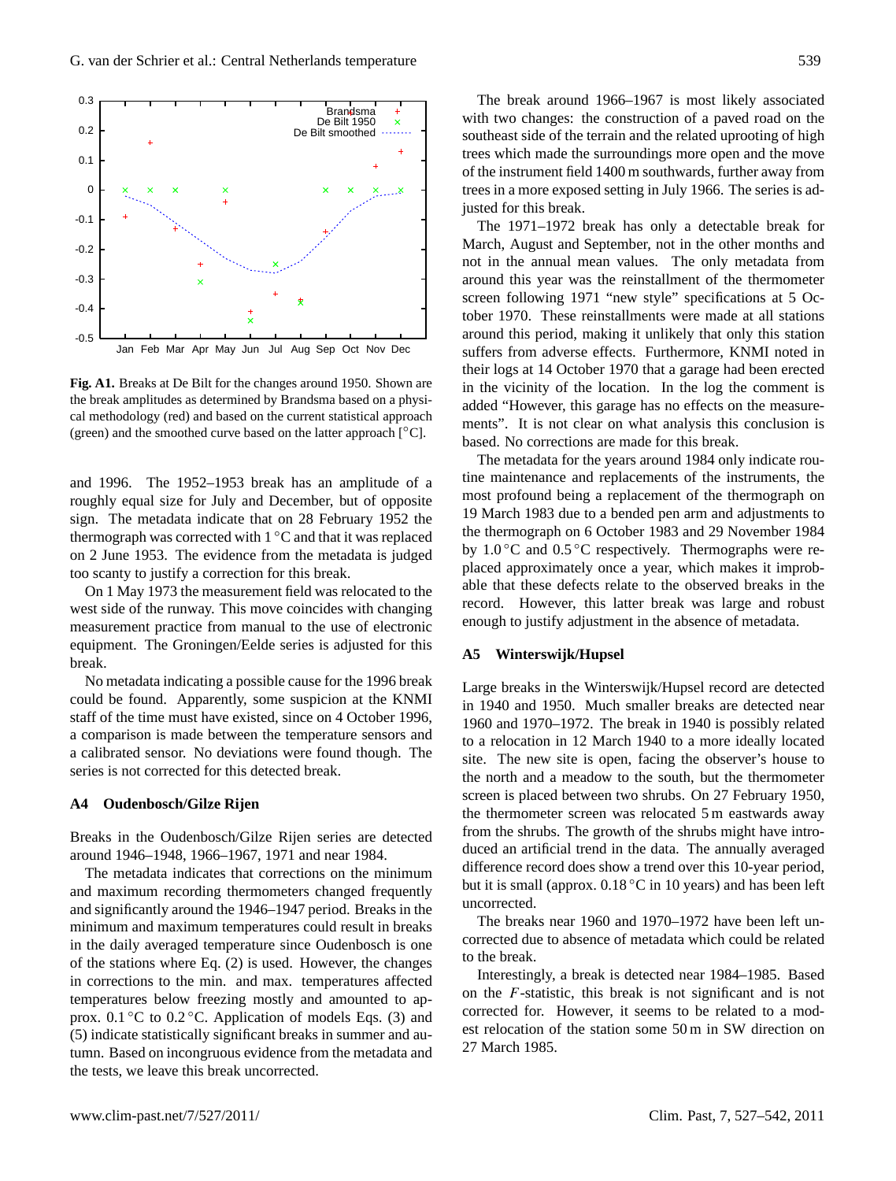**Fig. A1.** Breaks at De Bilt for the changes around 1950. Shown are the break amplitudes as determined by Brandsma based on a physical methodology (red) and based on the current statistical approach (green) and the smoothed curve based on the latter approach [°C].

and 1996. The 1952–1953 break has an amplitude of a roughly equal size for July and December, but of opposite sign. The metadata indicate that on 28 February 1952 the thermograph was corrected with 1 °C and that it was replaced on 2 June 1953. The evidence from the metadata is judged too scanty to justify a correction for this break.

On 1 May 1973 the measurement field was relocated to the west side of the runway. This move coincides with changing measurement practice from manual to the use of electronic equipment. The Groningen/Eelde series is adjusted for this break.

No metadata indicating a possible cause for the 1996 break could be found. Apparently, some suspicion at the KNMI staff of the time must have existed, since on 4 October 1996, a comparison is made between the temperature sensors and a calibrated sensor. No deviations were found though. The series is not corrected for this detected break.

### A4 Oudenbosch/Gilze Rijen

Breaks in the Oudenbosch/Gilze Rijen series are detected around 1946–1948, 1966–1967, 1971 and near 1984.

The metadata indicates that corrections on the minimum and maximum recording thermometers changed frequently and significantly around the 1946–1947 period. Breaks in the minimum and maximum temperatures could result in breaks in the daily averaged temperature since Oudenbosch is one of the stations where Eq. (2) is used. However, the changes in corrections to the min. and max. temperatures affected temperatures below freezing mostly and amounted to approx. 0.1 °C to 0.2 °C. Application of models Eqs. (3) and (5) indicate statistically significant breaks in summer and autumn. Based on incongruous evidence from the metadata and the tests, we leave this break uncorrected.

The break around 1966–1967 is most likely associated with two changes: the construction of a paved road on the southeast side of the terrain and the related uprooting of high trees which made the surroundings more open and the move of the instrument field 1400 m southwards, further away from trees in a more exposed setting in July 1966. The series is adjusted for this break.

The 1971–1972 break has only a detectable break for March, August and September, not in the other months and not in the annual mean values. The only metadata from around this year was the reinstallment of the thermometer screen following 1971 "new style" specifications at 5 October 1970. These reinstallments were made at all stations around this period, making it unlikely that only this station suffers from adverse effects. Furthermore, KNMI noted in their logs at 14 October 1970 that a garage had been erected in the vicinity of the location. In the log the comment is added "However, this garage has no effects on the measurements". It is not clear on what analysis this conclusion is based. No corrections are made for this break.

The metadata for the years around 1984 only indicate routine maintenance and replacements of the instruments, the most profound being a replacement of the thermograph on 19 March 1983 due to a bended pen arm and adjustments to the thermograph on 6 October 1983 and 29 November 1984 by 1.0 °C and 0.5 °C respectively. Thermographs were replaced approximately once a year, which makes it improbable that these defects relate to the observed breaks in the record. However, this latter break was large and robust enough to justify adjustment in the absence of metadata.

### A5 Winterswijk/Hupsel

Large breaks in the Winterswijk/Hupsel record are detected in 1940 and 1950. Much smaller breaks are detected near 1960 and 1970–1972. The break in 1940 is possibly related to a relocation in 12 March 1940 to a more ideally located site. The new site is open, facing the observer's house to the north and a meadow to the south, but the thermometer screen is placed between two shrubs. On 27 February 1950, the thermometer screen was relocated 5 m eastwards away from the shrubs. The growth of the shrubs might have introduced an artificial trend in the data. The annually averaged difference record does show a trend over this 10-year period, but it is small (approx. 0.18 °C in 10 years) and has been left uncorrected.

The breaks near 1960 and 1970–1972 have been left uncorrected due to absence of metadata which could be related to the break.

Interestingly, a break is detected near 1984–1985. Based on the $F$-statistic, this break is not significant and is not corrected for. However, it seems to be related to a modest relocation of the station some 50 m in SW direction on 27 March 1985.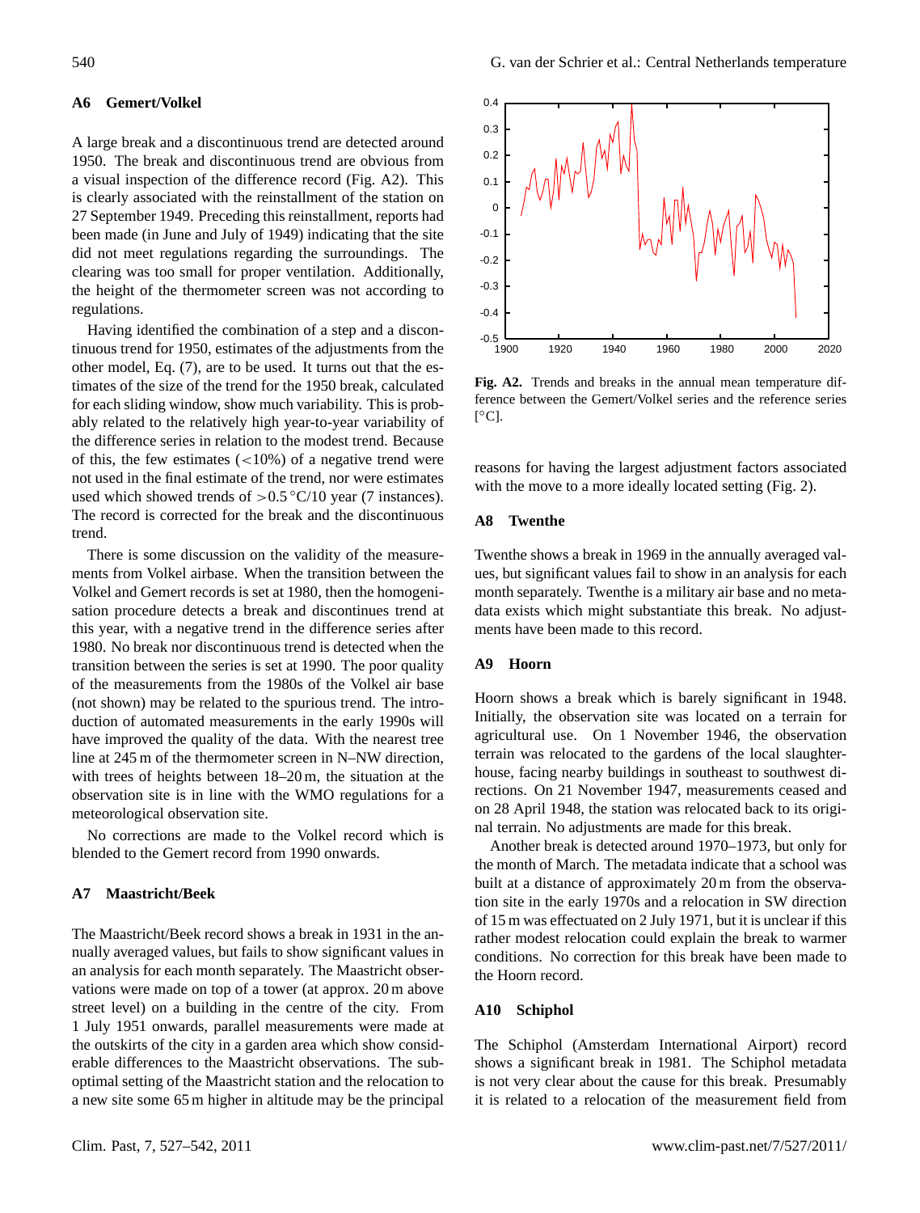### A6 Gemert/Volkel

A large break and a discontinuous trend are detected around 1950. The break and discontinuous trend are obvious from a visual inspection of the difference record (Fig. A2). This is clearly associated with the reinstallment of the station on 27 September 1949. Preceding this reinstallment, reports had been made (in June and July of 1949) indicating that the site did not meet regulations regarding the surroundings. The clearing was too small for proper ventilation. Additionally, the height of the thermometer screen was not according to regulations.

Having identified the combination of a step and a discontinuous trend for 1950, estimates of the adjustments from the other model, Eq. (7), are to be used. It turns out that the estimates of the size of the trend for the 1950 break, calculated for each sliding window, show much variability. This is probably related to the relatively high year-to-year variability of the difference series in relation to the modest trend. Because of this, the few estimates ($<10\%$) of a negative trend were not used in the final estimate of the trend, nor were estimates used which showed trends of $>0.5\,^{\circ}$C/10 year (7 instances). The record is corrected for the break and the discontinuous trend.

There is some discussion on the validity of the measurements from Volkel airbase. When the transition between the Volkel and Gemert records is set at 1980, then the homogenisation procedure detects a break and discontinues trend at this year, with a negative trend in the difference series after 1980. No break nor discontinuous trend is detected when the transition between the series is set at 1990. The poor quality of the measurements from the 1980s of the Volkel air base (not shown) may be related to the spurious trend. The introduction of automated measurements in the early 1990s will have improved the quality of the data. With the nearest tree line at 245 m of the thermometer screen in N–NW direction, with trees of heights between 18–20 m, the situation at the observation site is in line with the WMO regulations for a meteorological observation site.

No corrections are made to the Volkel record which is blended to the Gemert record from 1990 onwards.

**Fig. A2.** Trends and breaks in the annual mean temperature difference between the Gemert/Volkel series and the reference series [°C].

### A7 Maastricht/Beek

The Maastricht/Beek record shows a break in 1931 in the annually averaged values, but fails to show significant values in an analysis for each month separately. The Maastricht observations were made on top of a tower (at approx. 20 m above street level) on a building in the centre of the city. From 1 July 1951 onwards, parallel measurements were made at the outskirts of the city in a garden area which show considerable differences to the Maastricht observations. The suboptimal setting of the Maastricht station and the relocation to a new site some 65 m higher in altitude may be the principal reasons for having the largest adjustment factors associated with the move to a more ideally located setting (Fig. 2).

### A8 Twenthe

Twenthe shows a break in 1969 in the annually averaged values, but significant values fail to show in an analysis for each month separately. Twenthe is a military air base and no metadata exists which might substantiate this break. No adjustments have been made to this record.

### A9 Hoorn

Hoorn shows a break which is barely significant in 1948. Initially, the observation site was located on a terrain for agricultural use. On 1 November 1946, the observation terrain was relocated to the gardens of the local slaughterhouse, facing nearby buildings in southeast to southwest directions. On 21 November 1947, measurements ceased and on 28 April 1948, the station was relocated back to its original terrain. No adjustments are made for this break.

Another break is detected around 1970–1973, but only for the month of March. The metadata indicate that a school was built at a distance of approximately 20 m from the observation site in the early 1970s and a relocation in SW direction of 15 m was effectuated on 2 July 1971, but it is unclear if this rather modest relocation could explain the break to warmer conditions. No correction for this break have been made to the Hoorn record.

### A10 Schiphol

The Schiphol (Amsterdam International Airport) record shows a significant break in 1981. The Schiphol metadata is not very clear about the cause for this break. Presumably it is related to a relocation of the measurement field from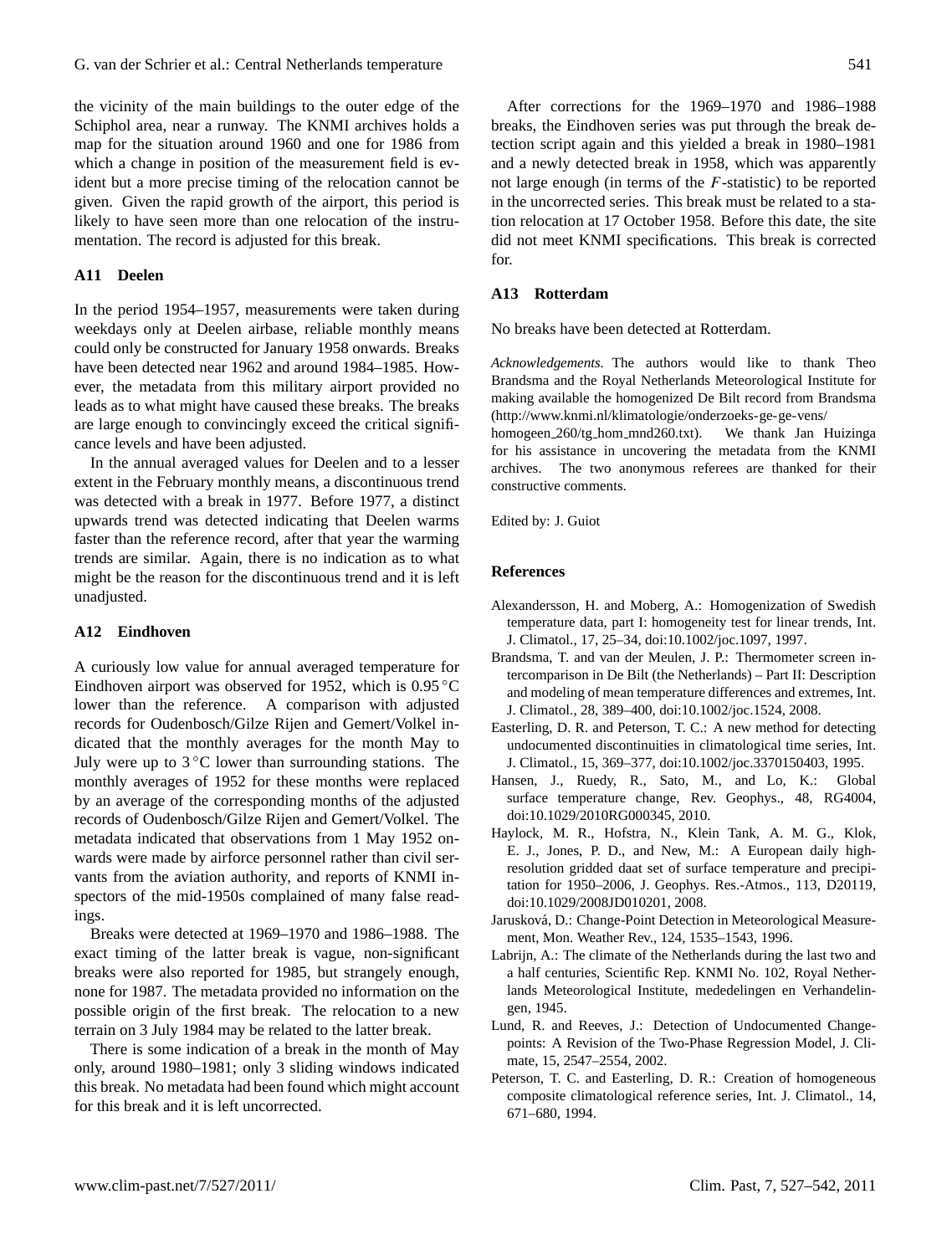the vicinity of the main buildings to the outer edge of the Schiphol area, near a runway. The KNMI archives holds a map for the situation around 1960 and one for 1986 from which a change in position of the measurement field is evident but a more precise timing of the relocation cannot be given. Given the rapid growth of the airport, this period is likely to have seen more than one relocation of the instrumentation. The record is adjusted for this break.

### A11 Deelen

In the period 1954–1957, measurements were taken during weekdays only at Deelen airbase, reliable monthly means could only be constructed for January 1958 onwards. Breaks have been detected near 1962 and around 1984–1985. However, the metadata from this military airport provided no leads as to what might have caused these breaks. The breaks are large enough to convincingly exceed the critical significance levels and have been adjusted.

In the annual averaged values for Deelen and to a lesser extent in the February monthly means, a discontinuous trend was detected with a break in 1977. Before 1977, a distinct upwards trend was detected indicating that Deelen warms faster than the reference record, after that year the warming trends are similar. Again, there is no indication as to what might be the reason for the discontinuous trend and it is left unadjusted.

### A12 Eindhoven

A curiously low value for annual averaged temperature for Eindhoven airport was observed for 1952, which is 0.95 °C lower than the reference. A comparison with adjusted records for Oudenbosch/Gilze Rijen and Gemert/Volkel indicated that the monthly averages for the month May to July were up to 3 °C lower than surrounding stations. The monthly averages of 1952 for these months were replaced by an average of the corresponding months of the adjusted records of Oudenbosch/Gilze Rijen and Gemert/Volkel. The metadata indicated that observations from 1 May 1952 onwards were made by airforce personnel rather than civil servants from the aviation authority, and reports of KNMI inspectors of the mid-1950s complained of many false readings.

Breaks were detected at 1969–1970 and 1986–1988. The exact timing of the latter break is vague, non-significant breaks were also reported for 1985, but strangely enough, none for 1987. The metadata provided no information on the possible origin of the first break. The relocation to a new terrain on 3 July 1984 may be related to the latter break.

There is some indication of a break in the month of May only, around 1980–1981; only 3 sliding windows indicated this break. No metadata had been found which might account for this break and it is left uncorrected.

After corrections for the 1969–1970 and 1986–1988 breaks, the Eindhoven series was put through the break detection script again and this yielded a break in 1980–1981 and a newly detected break in 1958, which was apparently not large enough (in terms of the $F$-statistic) to be reported in the uncorrected series. This break must be related to a station relocation at 17 October 1958. Before this date, the site did not meet KNMI specifications. This break is corrected for.

### A13 Rotterdam

No breaks have been detected at Rotterdam.

*Acknowledgements.* The authors would like to thank Theo Brandsma and the Royal Netherlands Meteorological Institute for making available the homogenized De Bilt record from Brandsma (http://www.knmi.nl/klimatologie/onderzoeks-ge-ge-vens/homogeen_260/tg_hom_mnd260.txt). We thank Jan Huizinga for his assistance in uncovering the metadata from the KNMI archives. The two anonymous referees are thanked for their constructive comments.

Edited by: J. Guiot

## References

Alexandersson, H. and Moberg, A.: Homogenization of Swedish temperature data, part I: homogeneity test for linear trends, Int. J. Climatol., 17, 25–34, doi:10.1002/joc.1097, 1997.

Brandsma, T. and van der Meulen, J. P.: Thermometer screen intercomparison in De Bilt (the Netherlands) – Part II: Description and modeling of mean temperature differences and extremes, Int. J. Climatol., 28, 389–400, doi:10.1002/joc.1524, 2008.

Easterling, D. R. and Peterson, T. C.: A new method for detecting undocumented discontinuities in climatological time series, Int. J. Climatol., 15, 369–377, doi:10.1002/joc.3370150403, 1995.

Hansen, J., Ruedy, R., Sato, M., and Lo, K.: Global surface temperature change, Rev. Geophys., 48, RG4004, doi:10.1029/2010RG000345, 2010.

Haylock, M. R., Hofstra, N., Klein Tank, A. M. G., Klok, E. J., Jones, P. D., and New, M.: A European daily high-resolution gridded daat set of surface temperature and precipitation for 1950–2006, J. Geophys. Res.-Atmos., 113, D20119, doi:10.1029/2008JD010201, 2008.

Jarusková, D.: Change-Point Detection in Meteorological Measurement, Mon. Weather Rev., 124, 1535–1543, 1996.

Labrijn, A.: The climate of the Netherlands during the last two and a half centuries, Scientific Rep. KNMI No. 102, Royal Netherlands Meteorological Institute, mededelingen en Verhandelingen, 1945.

Lund, R. and Reeves, J.: Detection of Undocumented Changepoints: A Revision of the Two-Phase Regression Model, J. Climate, 15, 2547–2554, 2002.

Peterson, T. C. and Easterling, D. R.: Creation of homogeneous composite climatological reference series, Int. J. Climatol., 14, 671–680, 1994.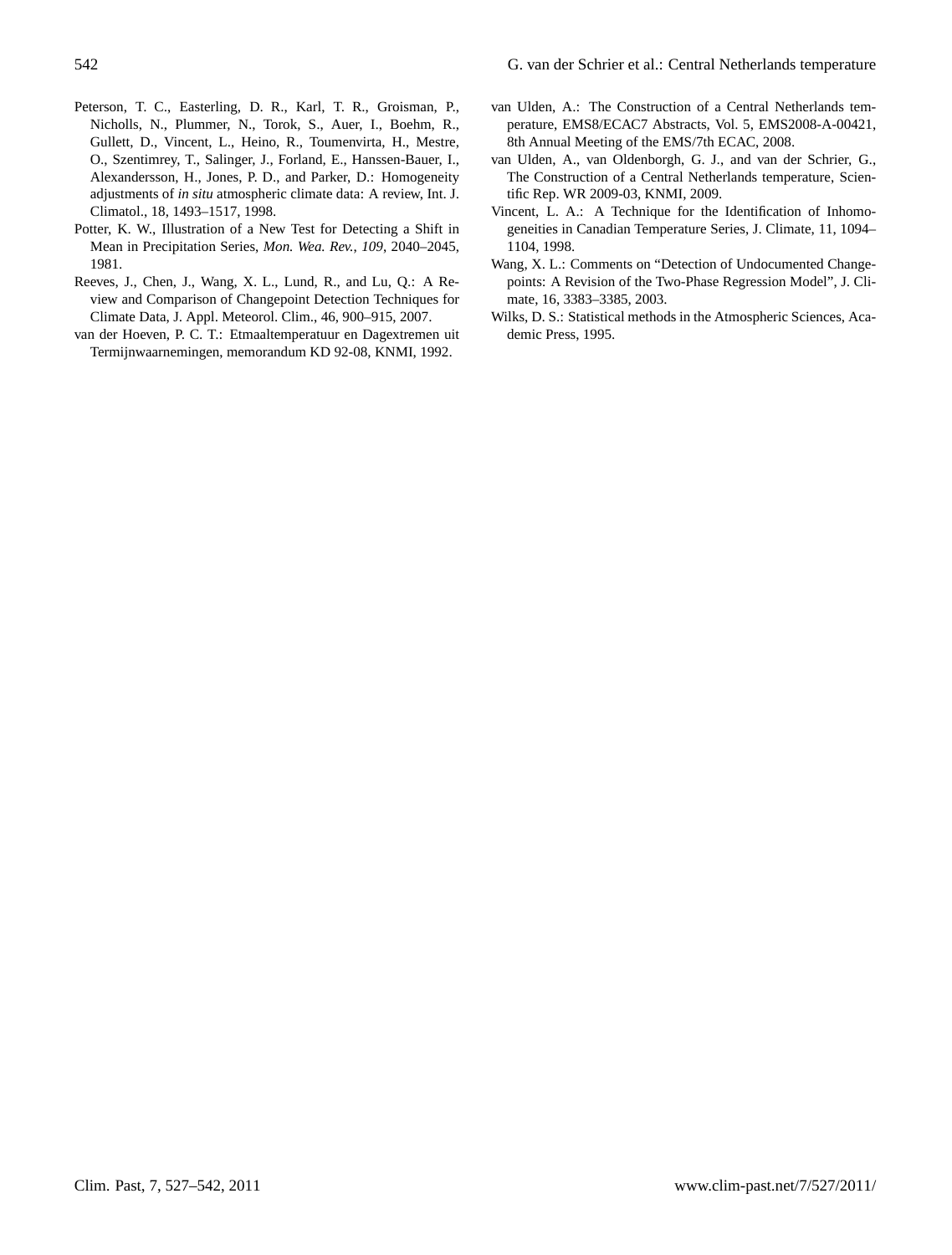Peterson, T. C., Easterling, D. R., Karl, T. R., Groisman, P., Nicholls, N., Plummer, N., Torok, S., Auer, I., Boehm, R., Gullett, D., Vincent, L., Heino, R., Toumenvirta, H., Mestre, O., Szentimrey, T., Salinger, J., Forland, E., Hanssen-Bauer, I., Alexandersson, H., Jones, P. D., and Parker, D.: Homogeneity adjustments of *in situ* atmospheric climate data: A review, Int. J. Climatol., 18, 1493–1517, 1998.

Potter, K. W., Illustration of a New Test for Detecting a Shift in Mean in Precipitation Series, *Mon. Wea. Rev.*, *109*, 2040–2045, 1981.

Reeves, J., Chen, J., Wang, X. L., Lund, R., and Lu, Q.: A Review and Comparison of Changepoint Detection Techniques for Climate Data, J. Appl. Meteorol. Clim., 46, 900–915, 2007.

van der Hoeven, P. C. T.: Etmaaltemperatuur en Dagextremen uit Termijnwaarnemingen, memorandum KD 92-08, KNMI, 1992.

van Ulden, A.: The Construction of a Central Netherlands temperature, EMS8/ECAC7 Abstracts, Vol. 5, EMS2008-A-00421, 8th Annual Meeting of the EMS/7th ECAC, 2008.

van Ulden, A., van Oldenborgh, G. J., and van der Schrier, G., The Construction of a Central Netherlands temperature, Scientific Rep. WR 2009-03, KNMI, 2009.

Vincent, L. A.: A Technique for the Identification of Inhomogeneities in Canadian Temperature Series, J. Climate, 11, 1094–1104, 1998.

Wang, X. L.: Comments on "Detection of Undocumented Changepoints: A Revision of the Two-Phase Regression Model", J. Climate, 16, 3383–3385, 2003.

Wilks, D. S.: Statistical methods in the Atmospheric Sciences, Academic Press, 1995.